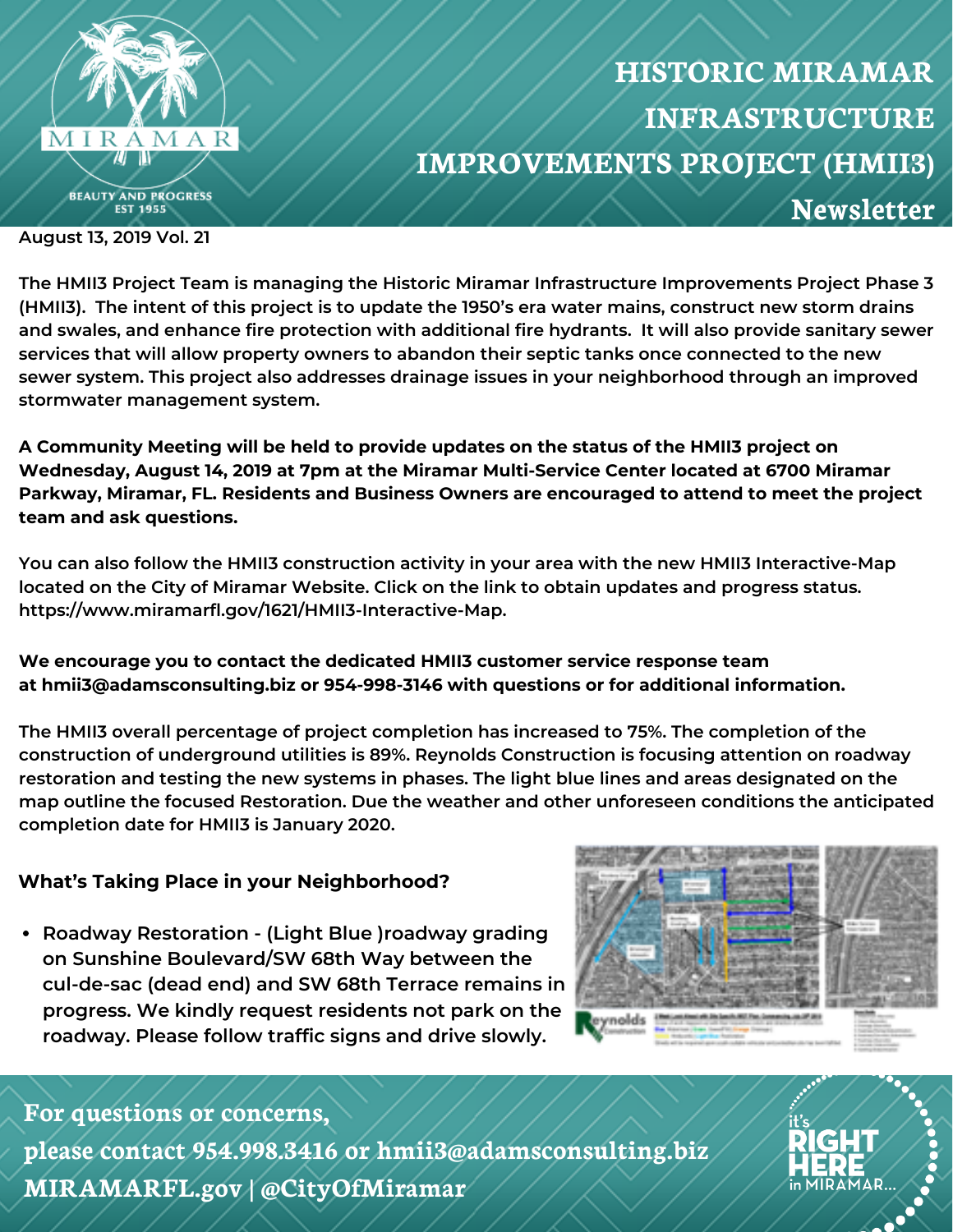# HISTORIC MIRAMAR INFRASTRUCTURE IMPROVEMENTS PROJECT (HMII3) Newsletter

MIRAMAR
BEAUTY AND PROGRESS
EST 1955

**August 13, 2019 Vol. 21**

**The HMII3 Project Team is managing the Historic Miramar Infrastructure Improvements Project Phase 3 (HMII3). The intent of this project is to update the 1950's era water mains, construct new storm drains and swales, and enhance fire protection with additional fire hydrants. It will also provide sanitary sewer services that will allow property owners to abandon their septic tanks once connected to the new sewer system. This project also addresses drainage issues in your neighborhood through an improved stormwater management system.**

**A Community Meeting will be held to provide updates on the status of the HMII3 project on Wednesday, August 14, 2019 at 7pm at the Miramar Multi-Service Center located at 6700 Miramar Parkway, Miramar, FL. Residents and Business Owners are encouraged to attend to meet the project team and ask questions.**

You can also follow the HMII3 construction activity in your area with the new HMII3 Interactive-Map located on the City of Miramar Website. Click on the link to obtain updates and progress status. https://www.miramarfl.gov/1621/HMII3-Interactive-Map.

**We encourage you to contact the dedicated HMII3 customer service response team at hmii3@adamsconsulting.biz or 954-998-3146 with questions or for additional information.**

The HMII3 overall percentage of project completion has increased to 75%. The completion of the construction of underground utilities is 89%. Reynolds Construction is focusing attention on roadway restoration and testing the new systems in phases. The light blue lines and areas designated on the map outline the focused Restoration. Due the weather and other unforeseen conditions the anticipated completion date for HMII3 is January 2020.

**What's Taking Place in your Neighborhood?**

- Roadway Restoration - (Light Blue )roadway grading on Sunshine Boulevard/SW 68th Way between the cul-de-sac (dead end) and SW 68th Terrace remains in progress. We kindly request residents not park on the roadway. Please follow traffic signs and drive slowly.

**For questions or concerns,**
**please contact 954.998.3416 or hmii3@adamsconsulting.biz**
**MIRAMARFL.gov | @CityOfMiramar**

it's RIGHT HERE in MIRAMAR...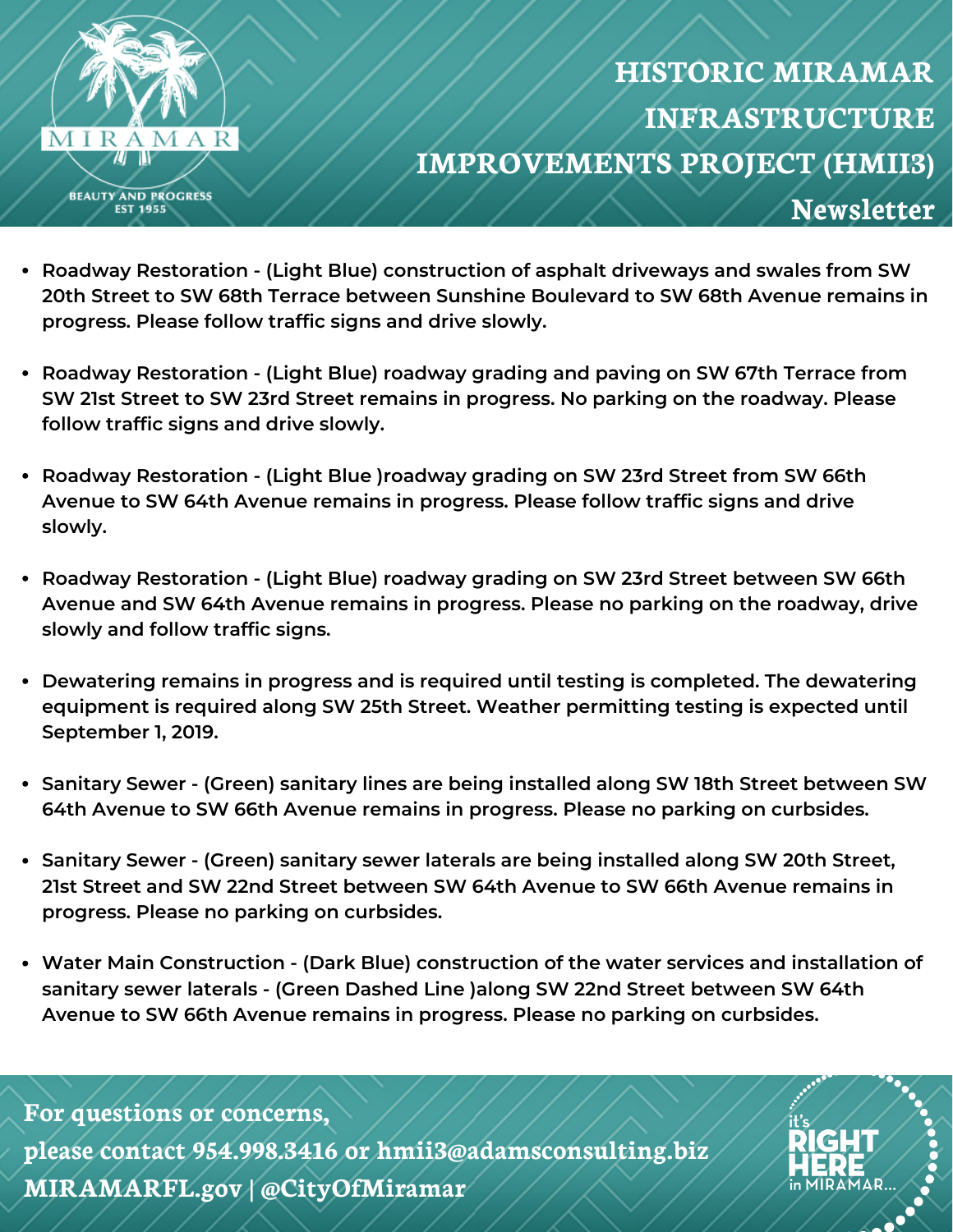# HISTORIC MIRAMAR INFRASTRUCTURE IMPROVEMENTS PROJECT (HMII3)

## Newsletter

- Roadway Restoration - (Light Blue) construction of asphalt driveways and swales from SW 20th Street to SW 68th Terrace between Sunshine Boulevard to SW 68th Avenue remains in progress. Please follow traffic signs and drive slowly.
- Roadway Restoration - (Light Blue) roadway grading and paving on SW 67th Terrace from SW 21st Street to SW 23rd Street remains in progress. No parking on the roadway. Please follow traffic signs and drive slowly.
- Roadway Restoration - (Light Blue )roadway grading on SW 23rd Street from SW 66th Avenue to SW 64th Avenue remains in progress. Please follow traffic signs and drive slowly.
- Roadway Restoration - (Light Blue) roadway grading on SW 23rd Street between SW 66th Avenue and SW 64th Avenue remains in progress. Please no parking on the roadway, drive slowly and follow traffic signs.
- Dewatering remains in progress and is required until testing is completed. The dewatering equipment is required along SW 25th Street. Weather permitting testing is expected until September 1, 2019.
- Sanitary Sewer - (Green) sanitary lines are being installed along SW 18th Street between SW 64th Avenue to SW 66th Avenue remains in progress. Please no parking on curbsides.
- Sanitary Sewer - (Green) sanitary sewer laterals are being installed along SW 20th Street, 21st Street and SW 22nd Street between SW 64th Avenue to SW 66th Avenue remains in progress. Please no parking on curbsides.
- Water Main Construction - (Dark Blue) construction of the water services and installation of sanitary sewer laterals - (Green Dashed Line )along SW 22nd Street between SW 64th Avenue to SW 66th Avenue remains in progress. Please no parking on curbsides.

For questions or concerns,
please contact 954.998.3416 or hmii3@adamsconsulting.biz
MIRAMARFL.gov | @CityOfMiramar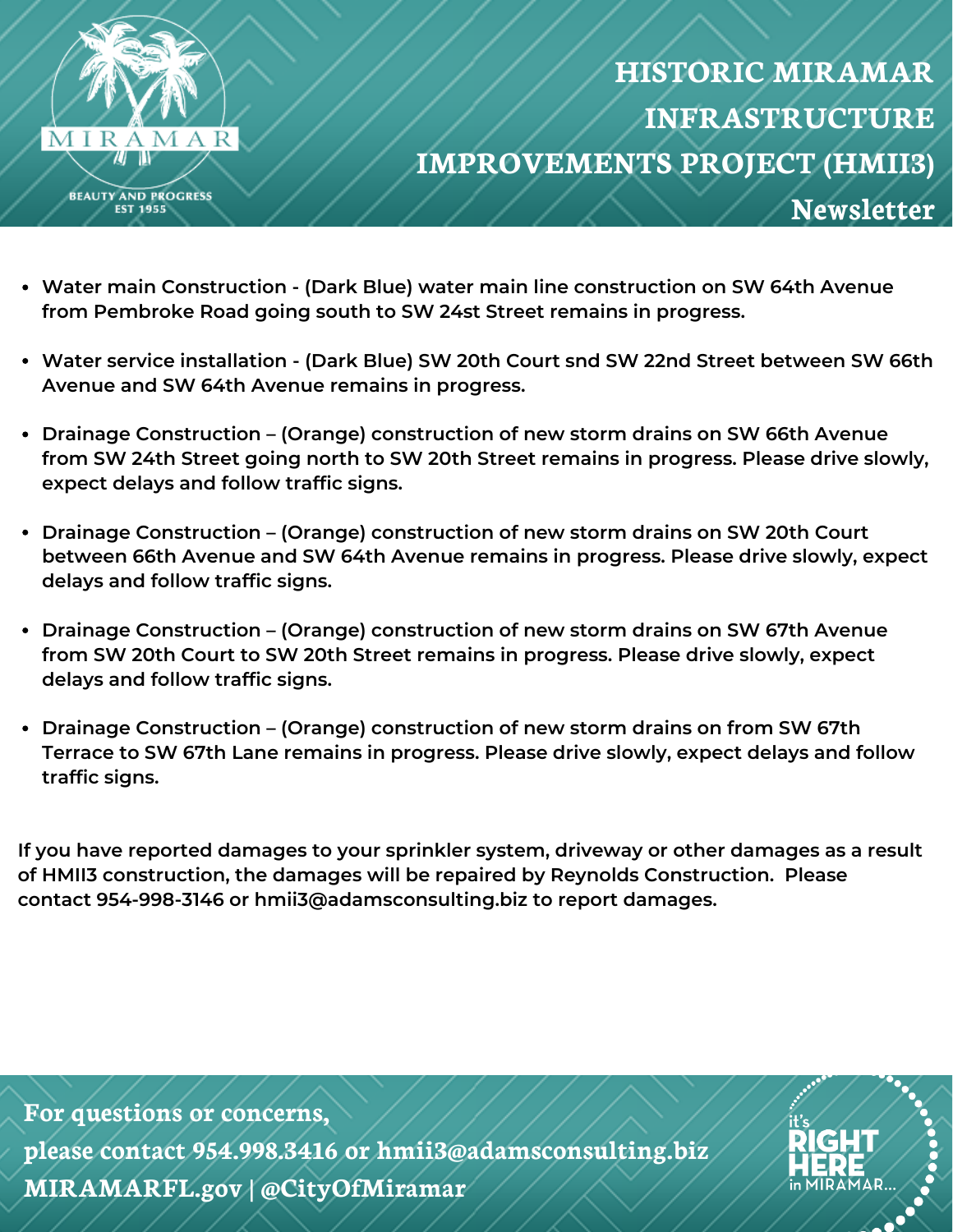# HISTORIC MIRAMAR INFRASTRUCTURE IMPROVEMENTS PROJECT (HMII3)

## Newsletter

MIRAMAR

BEAUTY AND PROGRESS
EST 1955

- **Water main Construction - (Dark Blue) water main line construction on SW 64th Avenue from Pembroke Road going south to SW 24st Street remains in progress.**
- **Water service installation - (Dark Blue) SW 20th Court snd SW 22nd Street between SW 66th Avenue and SW 64th Avenue remains in progress.**
- **Drainage Construction – (Orange) construction of new storm drains on SW 66th Avenue from SW 24th Street going north to SW 20th Street remains in progress. Please drive slowly, expect delays and follow traffic signs.**
- **Drainage Construction – (Orange) construction of new storm drains on SW 20th Court between 66th Avenue and SW 64th Avenue remains in progress. Please drive slowly, expect delays and follow traffic signs.**
- **Drainage Construction – (Orange) construction of new storm drains on SW 67th Avenue from SW 20th Court to SW 20th Street remains in progress. Please drive slowly, expect delays and follow traffic signs.**
- **Drainage Construction – (Orange) construction of new storm drains on from SW 67th Terrace to SW 67th Lane remains in progress. Please drive slowly, expect delays and follow traffic signs.**

**If you have reported damages to your sprinkler system, driveway or other damages as a result of HMII3 construction, the damages will be repaired by Reynolds Construction. Please contact 954-998-3146 or hmii3@adamsconsulting.biz to report damages.**

**For questions or concerns,**
**please contact 954.998.3416 or hmii3@adamsconsulting.biz**
**MIRAMARFL.gov | @CityOfMiramar**

it's RIGHT HERE in MIRAMAR...